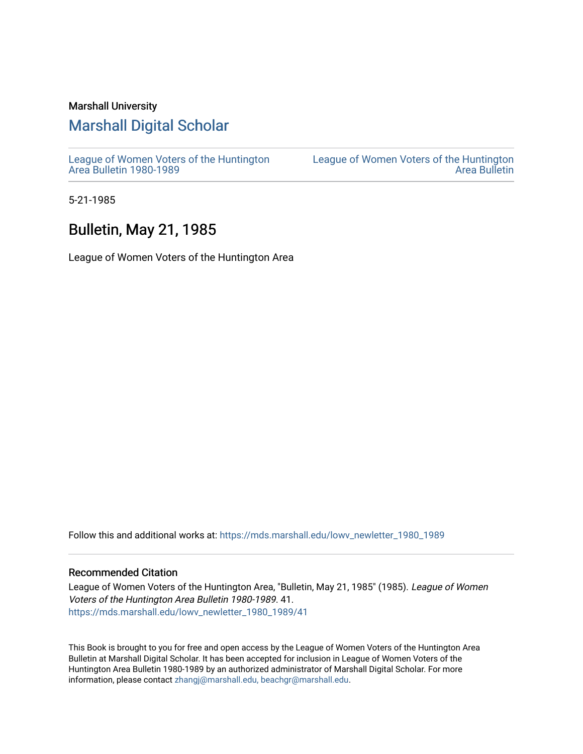Marshall University

# Marshall Digital Scholar

League of Women Voters of the Huntington Area Bulletin 1980-1989

League of Women Voters of the Huntington Area Bulletin

5-21-1985

## Bulletin, May 21, 1985

League of Women Voters of the Huntington Area

Follow this and additional works at: https://mds.marshall.edu/lowv_newletter_1980_1989

### Recommended Citation

League of Women Voters of the Huntington Area, "Bulletin, May 21, 1985" (1985). *League of Women Voters of the Huntington Area Bulletin 1980-1989*. 41.
https://mds.marshall.edu/lowv_newletter_1980_1989/41

This Book is brought to you for free and open access by the League of Women Voters of the Huntington Area Bulletin at Marshall Digital Scholar. It has been accepted for inclusion in League of Women Voters of the Huntington Area Bulletin 1980-1989 by an authorized administrator of Marshall Digital Scholar. For more information, please contact zhangj@marshall.edu, beachgr@marshall.edu.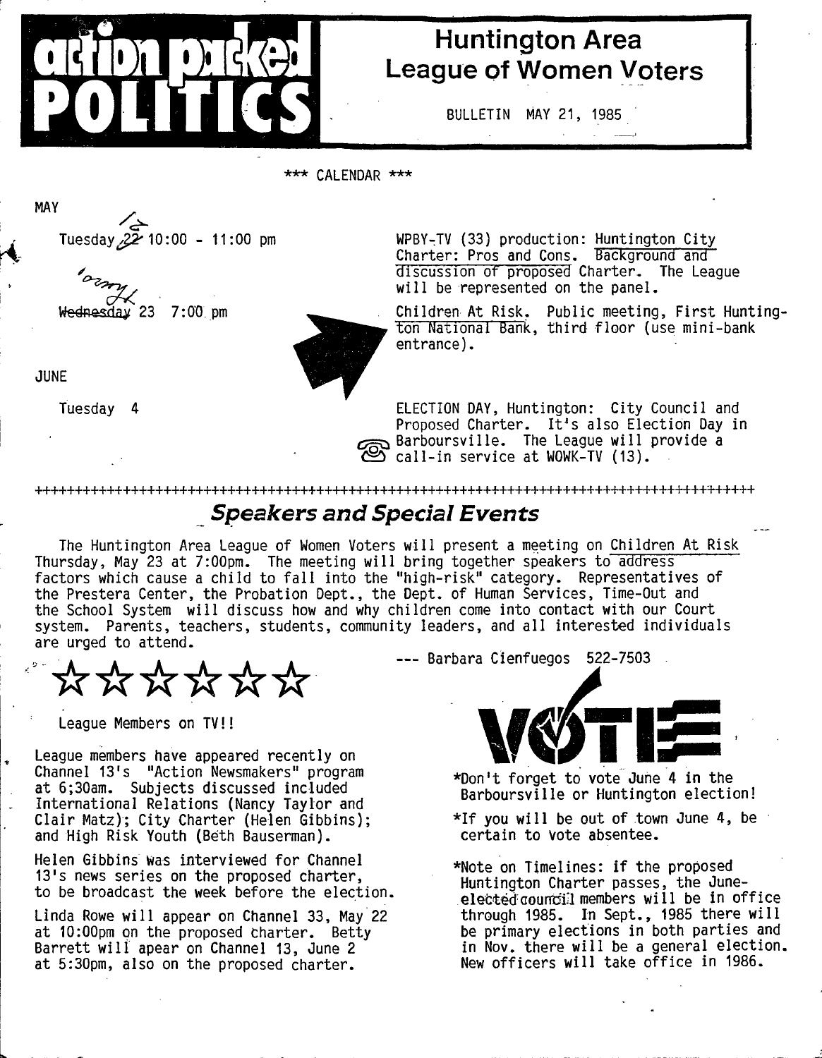# action packed POLITICS

## Huntington Area League of Women Voters

BULLETIN MAY 21, 1985

*** CALENDAR ***

**MAY**

| Date | Event |
|---|---|
| Tuesday 21 10:00 - 11:00 pm | WPBY-TV (33) production: Huntington City Charter: Pros and Cons. Background and discussion of proposed Charter. The League will be represented on the panel. |
| Thursday 23 7:00 pm | Children At Risk. Public meeting, First Huntington National Bank, third floor (use mini-bank entrance). |

**JUNE**

| Date | Event |
|---|---|
| Tuesday 4 | ELECTION DAY, Huntington: City Council and Proposed Charter. It's also Election Day in Barboursville. The League will provide a call-in service at WOWK-TV (13). |

## Speakers and Special Events

The Huntington Area League of Women Voters will present a meeting on Children At Risk Thursday, May 23 at 7:00pm. The meeting will bring together speakers to address factors which cause a child to fall into the "high-risk" category. Representatives of the Prestera Center, the Probation Dept., the Dept. of Human Services, Time-Out and the School System will discuss how and why children come into contact with our Court system. Parents, teachers, students, community leaders, and all interested individuals are urged to attend.

--- Barbara Cienfuegos 522-7503

☆☆☆☆☆☆

League Members on TV!!

League members have appeared recently on Channel 13's "Action Newsmakers" program at 6;30am. Subjects discussed included International Relations (Nancy Taylor and Clair Matz); City Charter (Helen Gibbins); and High Risk Youth (Beth Bauserman).

Helen Gibbins was interviewed for Channel 13's news series on the proposed charter, to be broadcast the week before the election.

Linda Rowe will appear on Channel 33, May 22 at 10:00pm on the proposed charter. Betty Barrett will apear on Channel 13, June 2 at 5:30pm, also on the proposed charter.

**VOTE**

*Don't forget to vote June 4 in the Barboursville or Huntington election!

*If you will be out of town June 4, be certain to vote absentee.

*Note on Timelines: if the proposed Huntington Charter passes, the June-elected council members will be in office through 1985. In Sept., 1985 there will be primary elections in both parties and in Nov. there will be a general election. New officers will take office in 1986.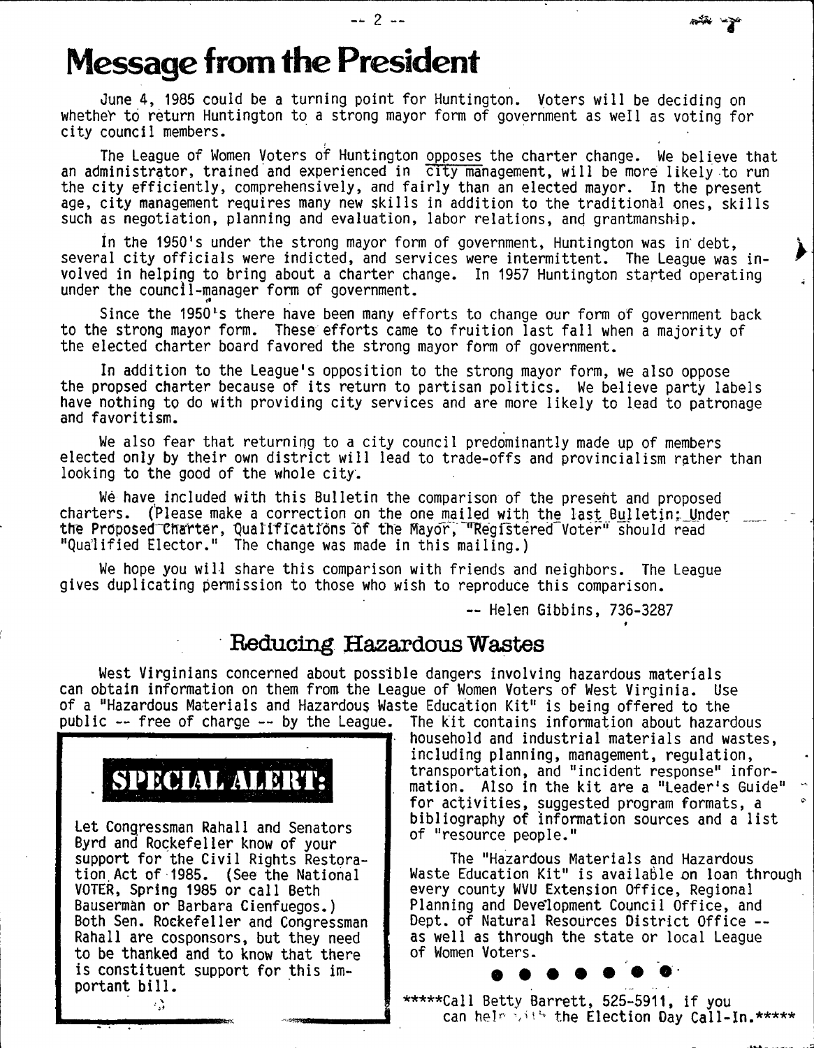# Message from the President

June 4, 1985 could be a turning point for Huntington. Voters will be deciding on whether to return Huntington to a strong mayor form of government as well as voting for city council members.

The League of Women Voters of Huntington opposes the charter change. We believe that an administrator, trained and experienced in city management, will be more likely to run the city efficiently, comprehensively, and fairly than an elected mayor. In the present age, city management requires many new skills in addition to the traditional ones, skills such as negotiation, planning and evaluation, labor relations, and grantmanship.

In the 1950's under the strong mayor form of government, Huntington was in debt, several city officials were indicted, and services were intermittent. The League was involved in helping to bring about a charter change. In 1957 Huntington started operating under the council-manager form of government.

Since the 1950's there have been many efforts to change our form of government back to the strong mayor form. These efforts came to fruition last fall when a majority of the elected charter board favored the strong mayor form of government.

In addition to the League's opposition to the strong mayor form, we also oppose the propsed charter because of its return to partisan politics. We believe party labels have nothing to do with providing city services and are more likely to lead to patronage and favoritism.

We also fear that returning to a city council predominantly made up of members elected only by their own district will lead to trade-offs and provincialism rather than looking to the good of the whole city.

We have included with this Bulletin the comparison of the present and proposed charters. (Please make a correction on the one mailed with the last Bulletin: Under the Proposed Charter, Qualifications of the Mayor, "Registered Voter" should read "Qualified Elector." The change was made in this mailing.)

We hope you will share this comparison with friends and neighbors. The League gives duplicating permission to those who wish to reproduce this comparison.

-- Helen Gibbins, 736-3287

## Reducing Hazardous Wastes

West Virginians concerned about possible dangers involving hazardous materials can obtain information on them from the League of Women Voters of West Virginia. Use of a "Hazardous Materials and Hazardous Waste Education Kit" is being offered to the public -- free of charge -- by the League. The kit contains information about hazardous household and industrial materials and wastes, including planning, management, regulation, transportation, and "incident response" information. Also in the kit are a "Leader's Guide" for activities, suggested program formats, a bibliography of information sources and a list of "resource people."

The "Hazardous Materials and Hazardous Waste Education Kit" is available on loan through every county WVU Extension Office, Regional Planning and Development Council Office, and Dept. of Natural Resources District Office -- as well as through the state or local League of Women Voters.

**SPECIAL ALERT:**

Let Congressman Rahall and Senators Byrd and Rockefeller know of your support for the Civil Rights Restoration Act of 1985. (See the National VOTER, Spring 1985 or call Beth Bauserman or Barbara Cienfuegos.) Both Sen. Rockefeller and Congressman Rahall are cosponsors, but they need to be thanked and to know that there is constituent support for this important bill.

*****Call Betty Barrett, 525-5911, if you can help with the Election Day Call-In.*****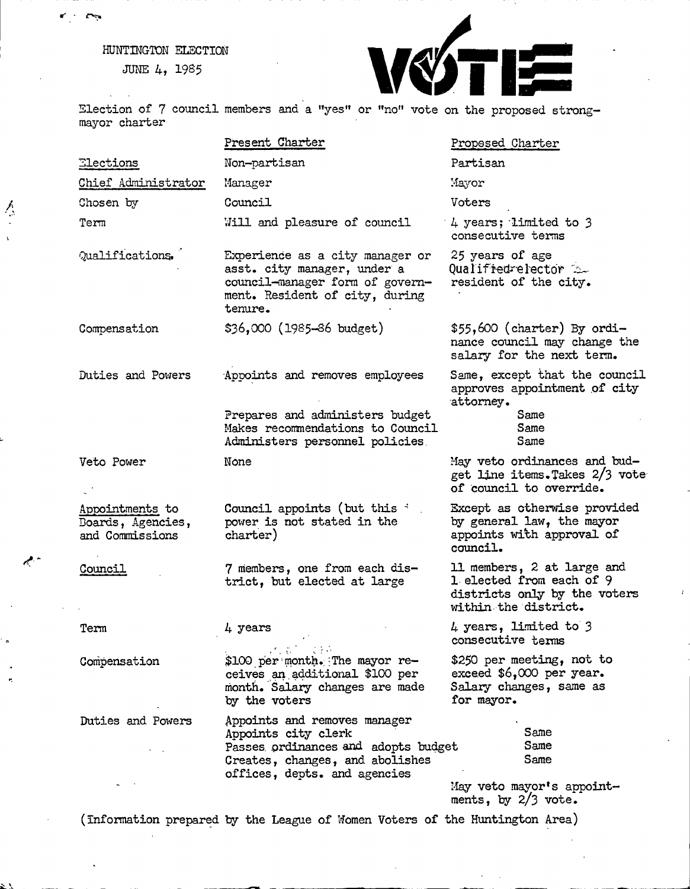HUNTINGTON ELECTION

JUNE 4, 1985

VOTE

Election of 7 council members and a "yes" or "no" vote on the proposed strong-mayor charter

| | Present Charter | Proposed Charter |
|---|---|---|
| Elections | Non-partisan | Partisan |
| Chief Administrator | Manager | Mayor |
| Chosen by | Council | Voters |
| Term | Will and pleasure of council | 4 years; limited to 3 consecutive terms |
| Qualifications | Experience as a city manager or asst. city manager, under a council-manager form of government. Resident of city, during tenure. | 25 years of age Qualified elector resident of the city. |
| Compensation | $36,000 (1985-86 budget) | $55,600 (charter) By ordinance council may change the salary for the next term. |
| Duties and Powers | Appoints and removes employees | Same, except that the council approves appointment of city attorney. |
| | Prepares and administers budget | Same |
| | Makes recommendations to Council | Same |
| | Administers personnel policies | Same |
| Veto Power | None | May veto ordinances and budget line items. Takes 2/3 vote of council to override. |
| Appointments to Boards, Agencies, and Commissions | Council appoints (but this power is not stated in the charter) | Except as otherwise provided by general law, the mayor appoints with approval of council. |
| Council | 7 members, one from each district, but elected at large | 11 members, 2 at large and 1 elected from each of 9 districts only by the voters within the district. |
| Term | 4 years | 4 years, limited to 3 consecutive terms |
| Compensation | $100 per month. The mayor receives an additional $100 per month. Salary changes are made by the voters | $250 per meeting, not to exceed $6,000 per year. Salary changes, same as for mayor. |
| Duties and Powers | Appoints and removes manager | |
| | Appoints city clerk | Same |
| | Passes ordinances and adopts budget | Same |
| | Creates, changes, and abolishes offices, depts. and agencies | Same |
| | | May veto mayor's appointments, by 2/3 vote. |

(Information prepared by the League of Women Voters of the Huntington Area)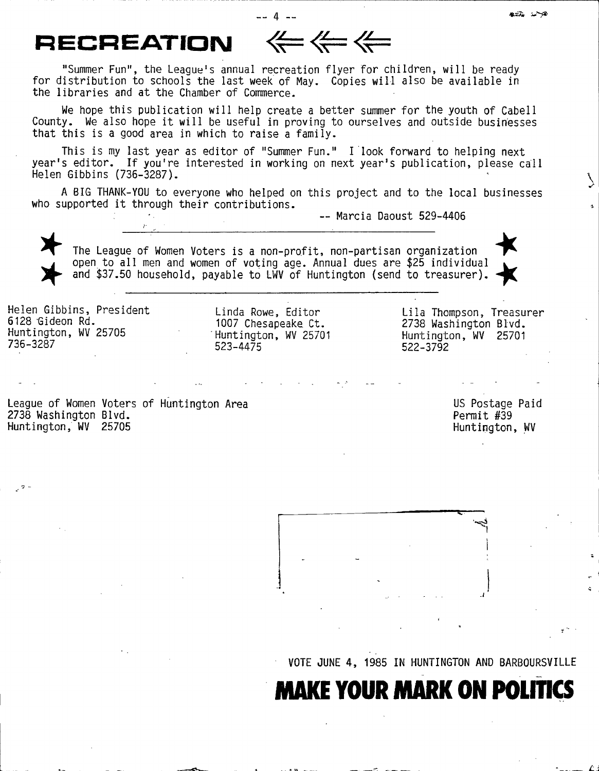# RECREATION ⇐⇐⇐

"Summer Fun", the League's annual recreation flyer for children, will be ready for distribution to schools the last week of May. Copies will also be available in the libraries and at the Chamber of Commerce.

We hope this publication will help create a better summer for the youth of Cabell County. We also hope it will be useful in proving to ourselves and outside businesses that this is a good area in which to raise a family.

This is my last year as editor of "Summer Fun." I look forward to helping next year's editor. If you're interested in working on next year's publication, please call Helen Gibbins (736-3287).

A BIG THANK-YOU to everyone who helped on this project and to the local businesses who supported it through their contributions.

-- Marcia Daoust 529-4406

---

The League of Women Voters is a non-profit, non-partisan organization open to all men and women of voting age. Annual dues are $25 individual and $37.50 household, payable to LWV of Huntington (send to treasurer).

---

Helen Gibbins, President
6128 Gideon Rd.
Huntington, WV 25705
736-3287

Linda Rowe, Editor
1007 Chesapeake Ct.
Huntington, WV 25701
523-4475

Lila Thompson, Treasurer
2738 Washington Blvd.
Huntington, WV 25701
522-3792

League of Women Voters of Huntington Area
2738 Washington Blvd.
Huntington, WV 25705

US Postage Paid
Permit #39
Huntington, WV

VOTE JUNE 4, 1985 IN HUNTINGTON AND BARBOURSVILLE

**MAKE YOUR MARK ON POLITICS**